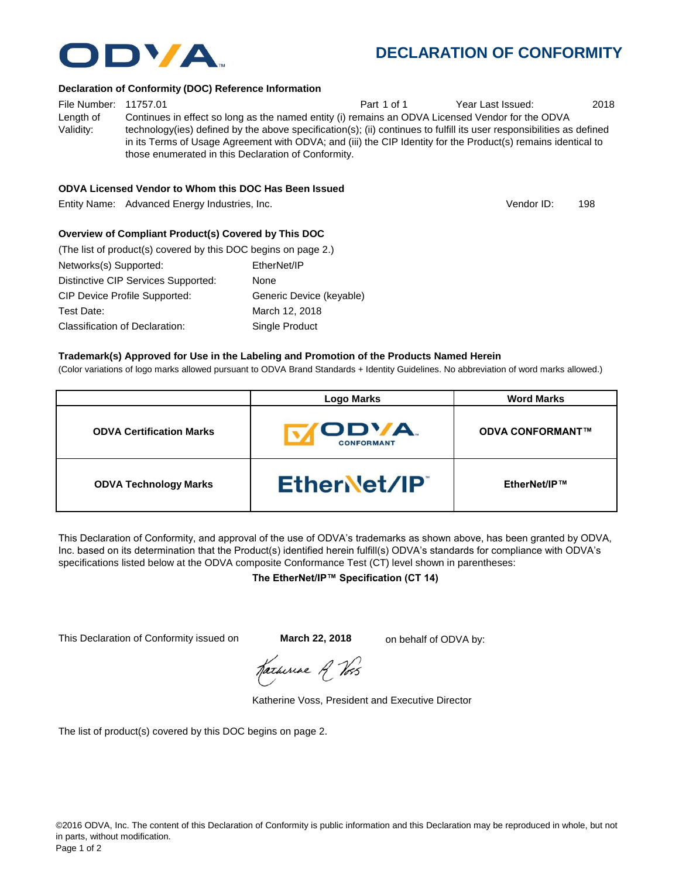# DECLARATION OF CONFORMITY

### Declaration of Conformity (DOC) Reference Information

File Number: 11757.01 Part 1 of 1 Year Last Issued: 2018

Length of Validity: Continues in effect so long as the named entity (i) remains an ODVA Licensed Vendor for the ODVA technology(ies) defined by the above specification(s); (ii) continues to fulfill its user responsibilities as defined in its Terms of Usage Agreement with ODVA; and (iii) the CIP Identity for the Product(s) remains identical to those enumerated in this Declaration of Conformity.

### ODVA Licensed Vendor to Whom this DOC Has Been Issued

Entity Name: Advanced Energy Industries, Inc. Vendor ID: 198

### Overview of Compliant Product(s) Covered by This DOC

(The list of product(s) covered by this DOC begins on page 2.)

| | |
|---|---|
| Networks(s) Supported: | EtherNet/IP |
| Distinctive CIP Services Supported: | None |
| CIP Device Profile Supported: | Generic Device (keyable) |
| Test Date: | March 12, 2018 |
| Classification of Declaration: | Single Product |

### Trademark(s) Approved for Use in the Labeling and Promotion of the Products Named Herein

(Color variations of logo marks allowed pursuant to ODVA Brand Standards + Identity Guidelines. No abbreviation of word marks allowed.)

| | Logo Marks | Word Marks |
|---|---|---|
| **ODVA Certification Marks** | ODVA CONFORMANT | **ODVA CONFORMANT™** |
| **ODVA Technology Marks** | EtherNet/IP™ | **EtherNet/IP™** |

This Declaration of Conformity, and approval of the use of ODVA's trademarks as shown above, has been granted by ODVA, Inc. based on its determination that the Product(s) identified herein fulfill(s) ODVA's standards for compliance with ODVA's specifications listed below at the ODVA composite Conformance Test (CT) level shown in parentheses:

**The EtherNet/IP™ Specification (CT 14)**

This Declaration of Conformity issued on **March 22, 2018** on behalf of ODVA by:

Katherine Voss, President and Executive Director

The list of product(s) covered by this DOC begins on page 2.

©2016 ODVA, Inc. The content of this Declaration of Conformity is public information and this Declaration may be reproduced in whole, but not in parts, without modification.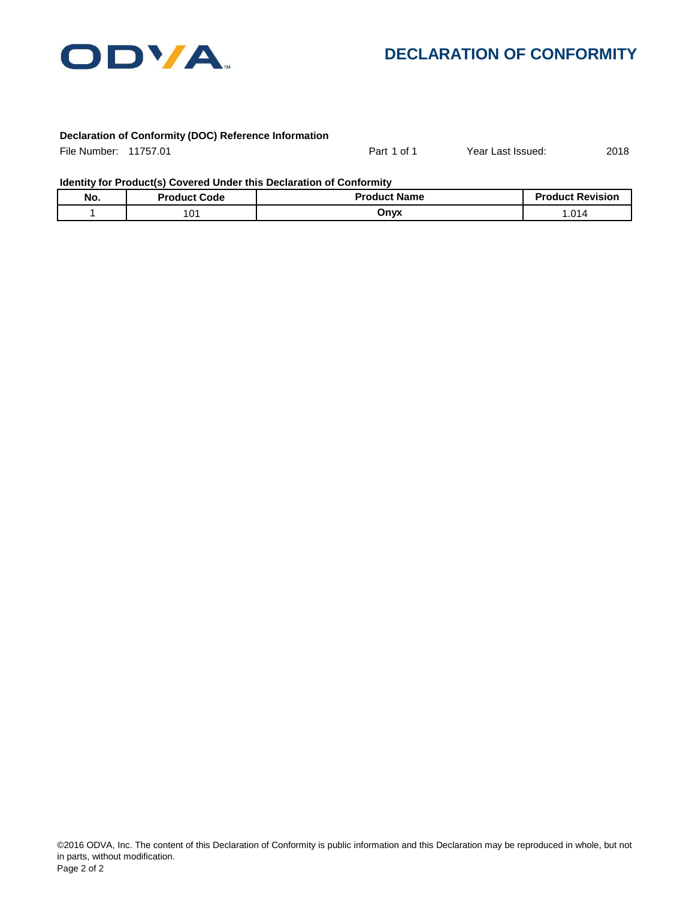# DECLARATION OF CONFORMITY

**Declaration of Conformity (DOC) Reference Information**

File Number: 11757.01 Part 1 of 1 Year Last Issued: 2018

**Identity for Product(s) Covered Under this Declaration of Conformity**

| No. | Product Code | Product Name | Product Revision |
|---|---|---|---|
| 1 | 101 | **Onyx** | 1.014 |

©2016 ODVA, Inc. The content of this Declaration of Conformity is public information and this Declaration may be reproduced in whole, but not in parts, without modification.